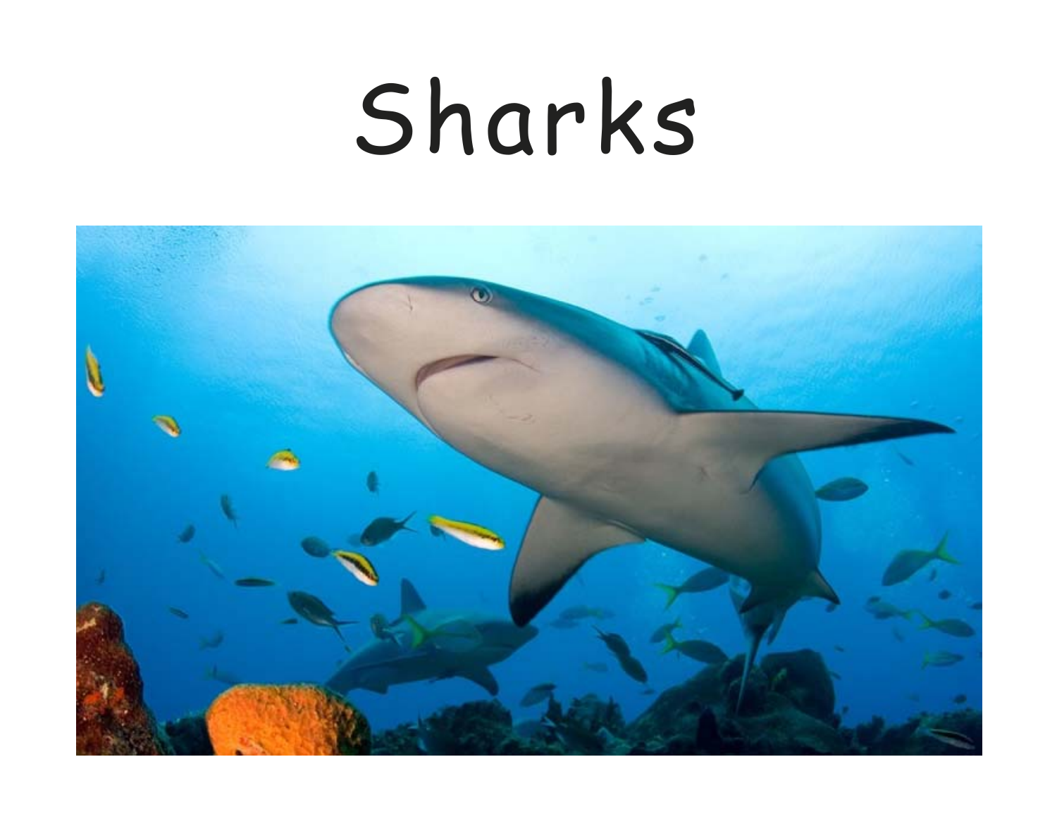# Sharks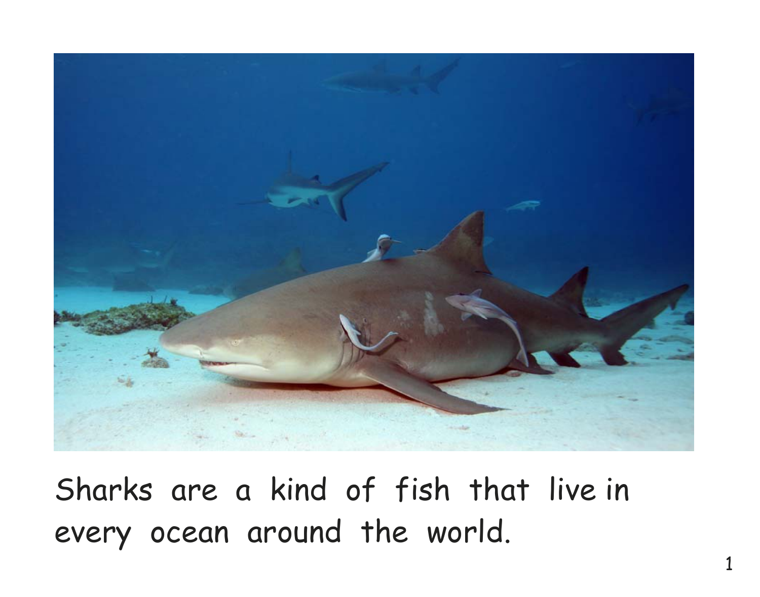Sharks are a kind of fish that live in every ocean around the world.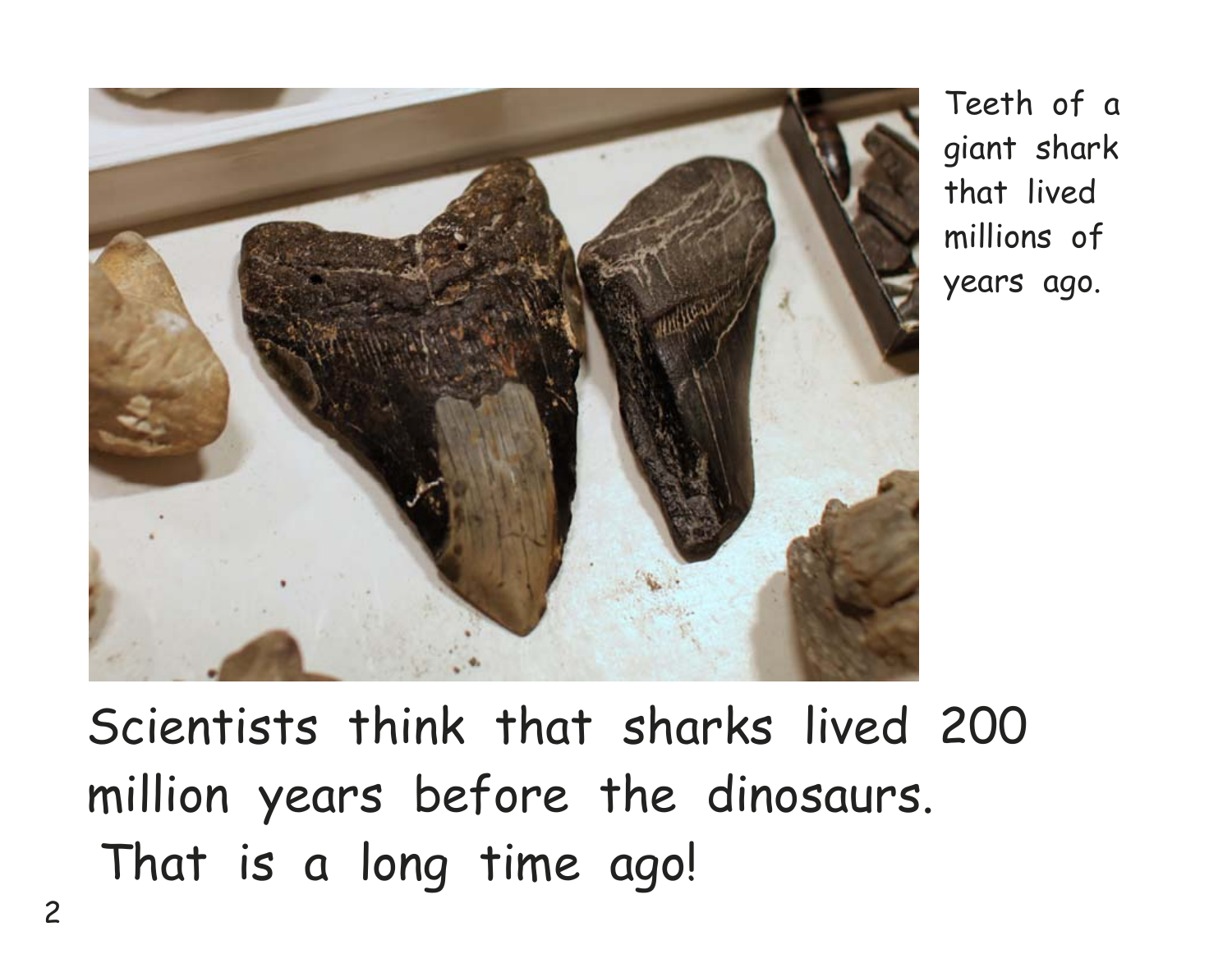Teeth of a giant shark that lived millions of years ago.

Scientists think that sharks lived 200 million years before the dinosaurs. That is a long time ago!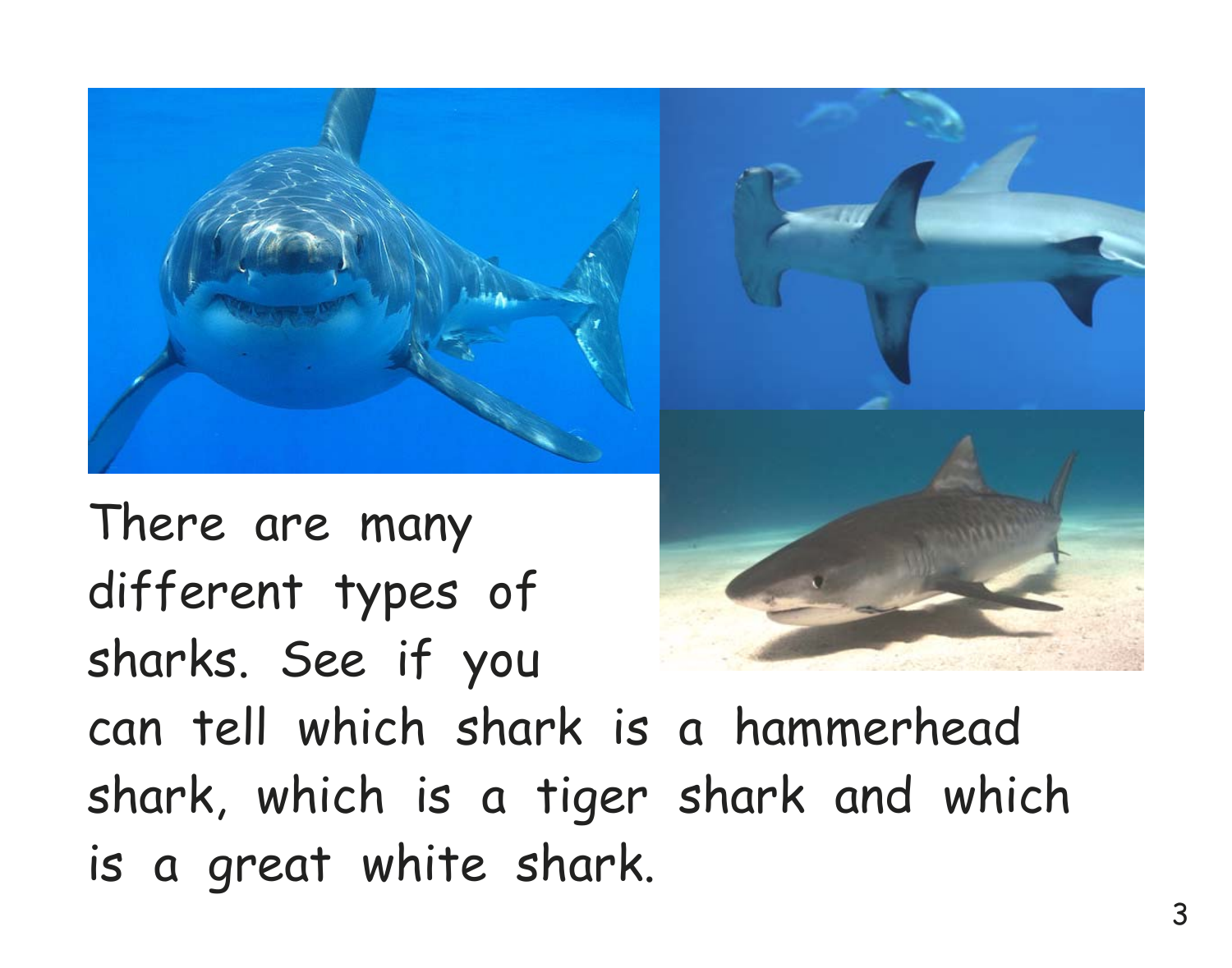There are many different types of sharks. See if you can tell which shark is a hammerhead shark, which is a tiger shark and which is a great white shark.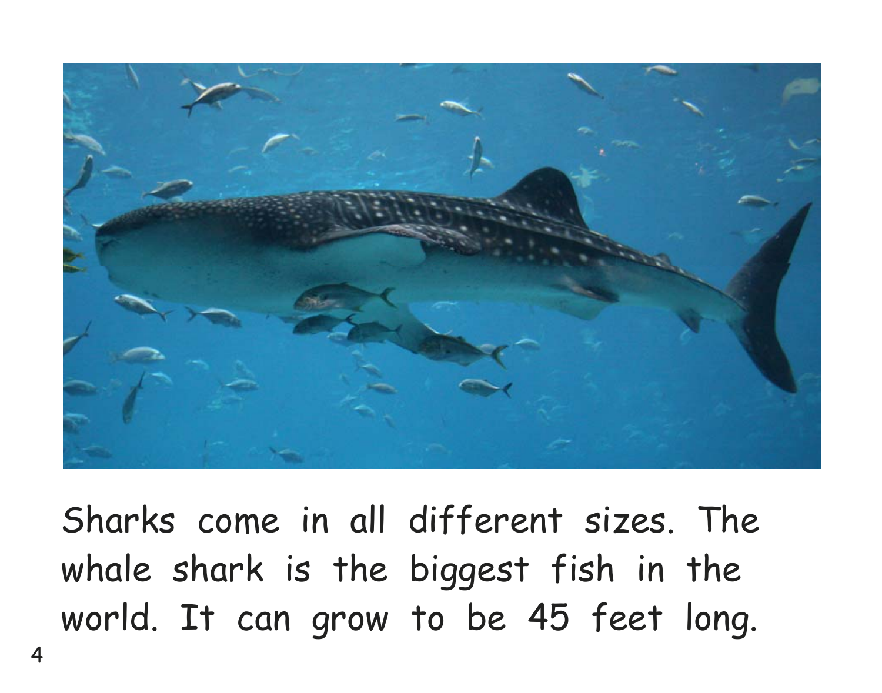Sharks come in all different sizes. The whale shark is the biggest fish in the world. It can grow to be 45 feet long.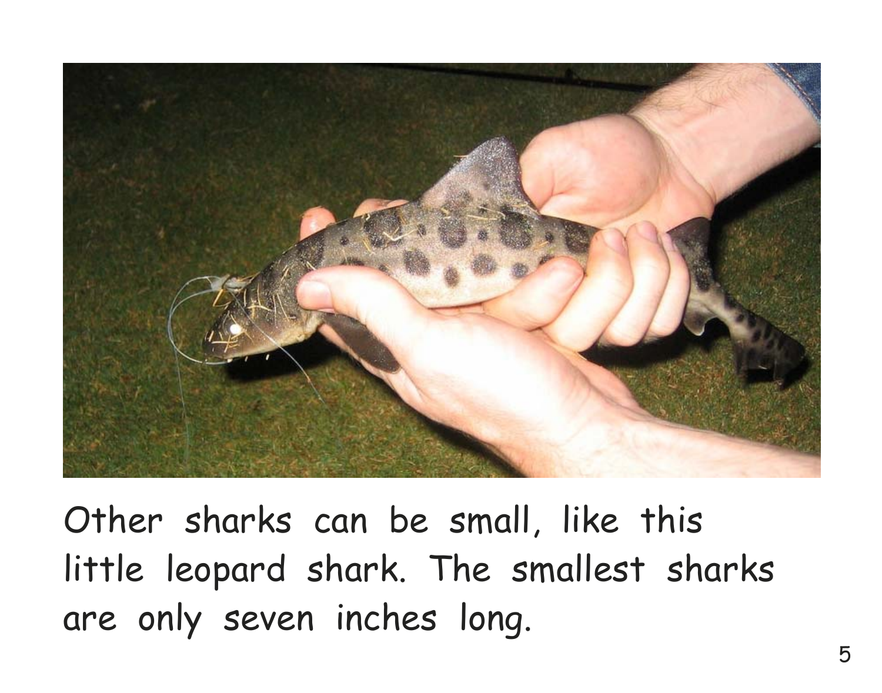Other sharks can be small, like this little leopard shark. The smallest sharks are only seven inches long.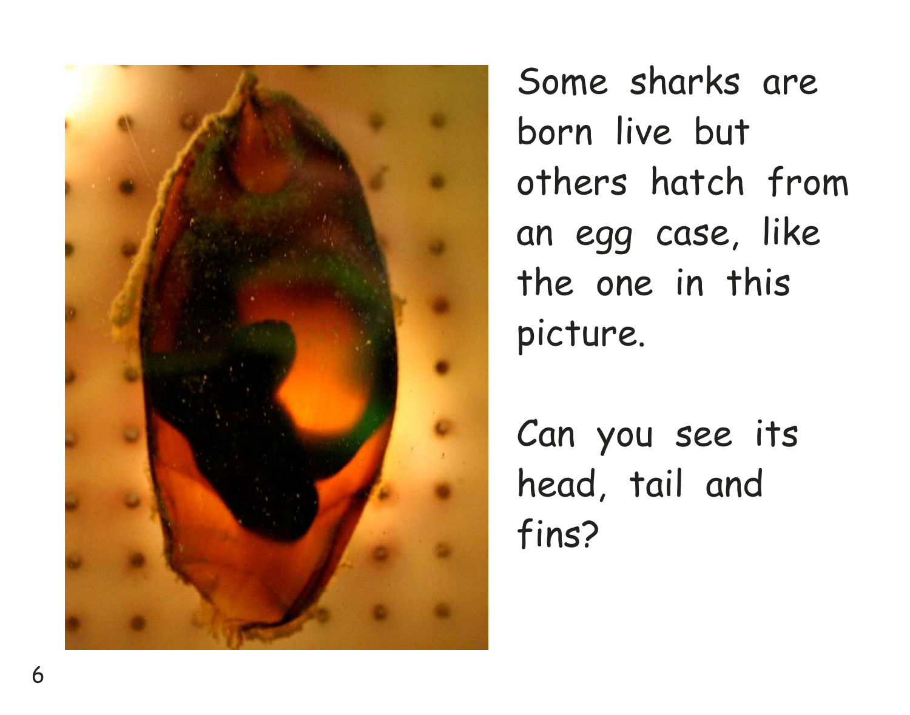Some sharks are born live but others hatch from an egg case, like the one in this picture.

Can you see its head, tail and fins?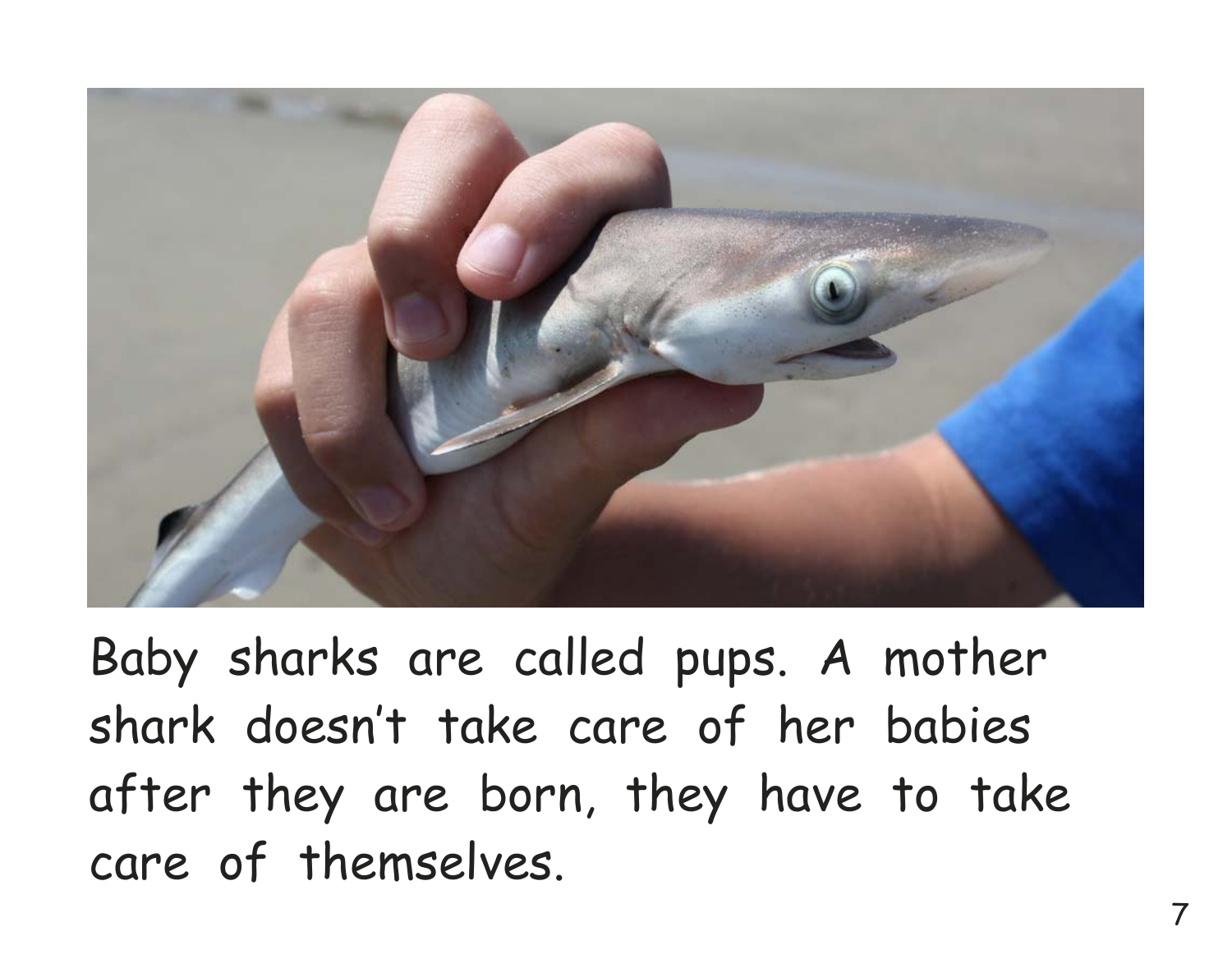Baby sharks are called pups. A mother shark doesn't take care of her babies after they are born, they have to take care of themselves.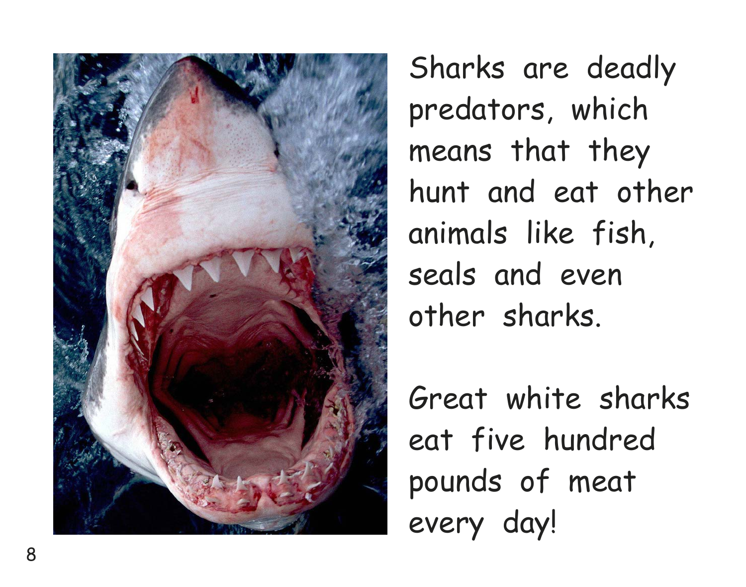Sharks are deadly predators, which means that they hunt and eat other animals like fish, seals and even other sharks.

Great white sharks eat five hundred pounds of meat every day!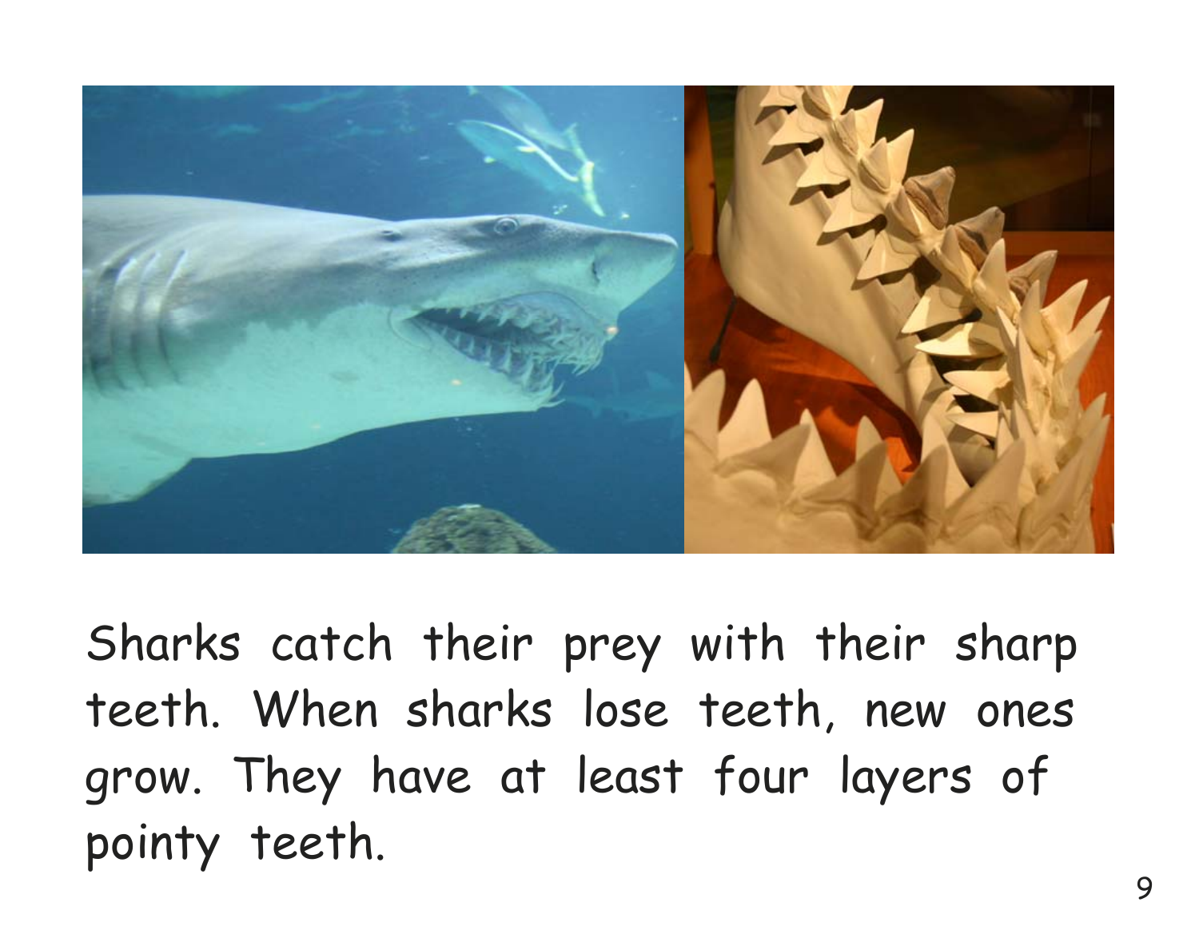Sharks catch their prey with their sharp teeth. When sharks lose teeth, new ones grow. They have at least four layers of pointy teeth.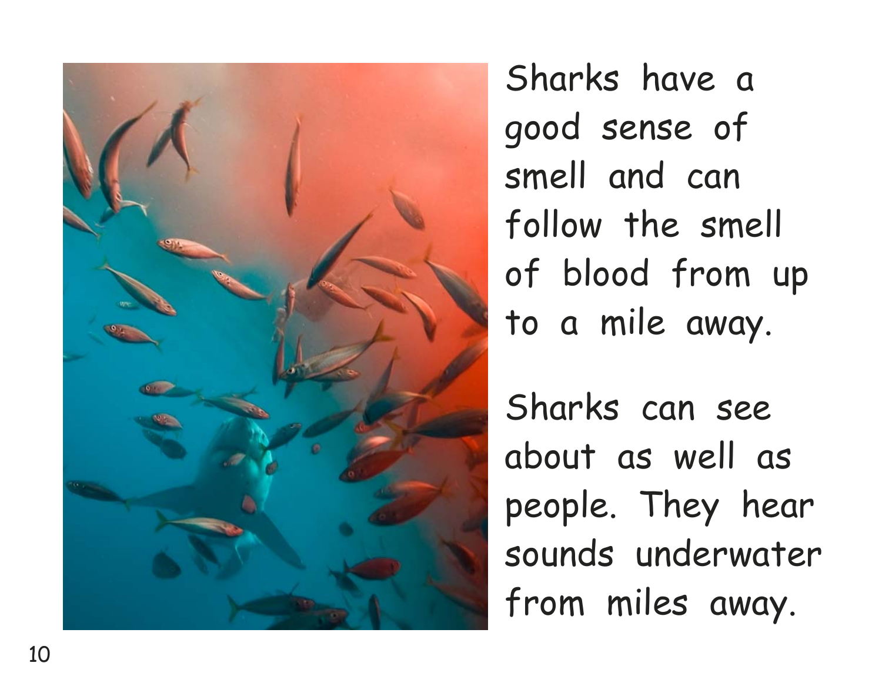Sharks have a good sense of smell and can follow the smell of blood from up to a mile away.

Sharks can see about as well as people. They hear sounds underwater from miles away.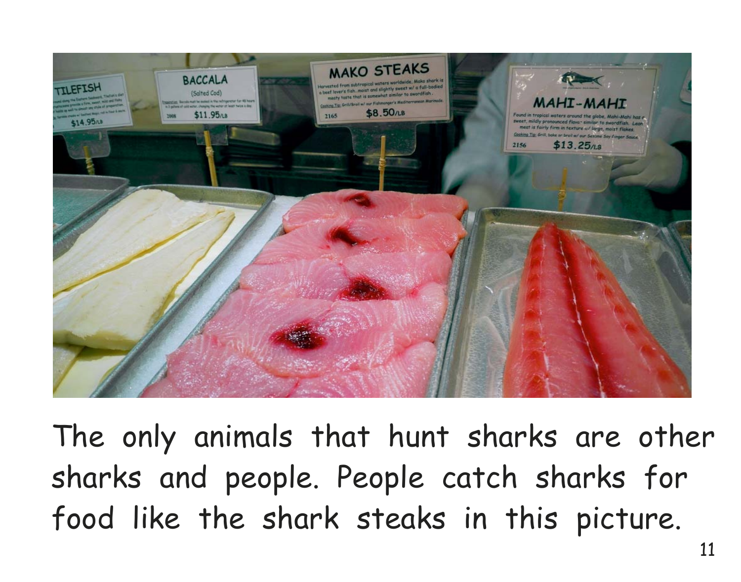The only animals that hunt sharks are other sharks and people. People catch sharks for food like the shark steaks in this picture.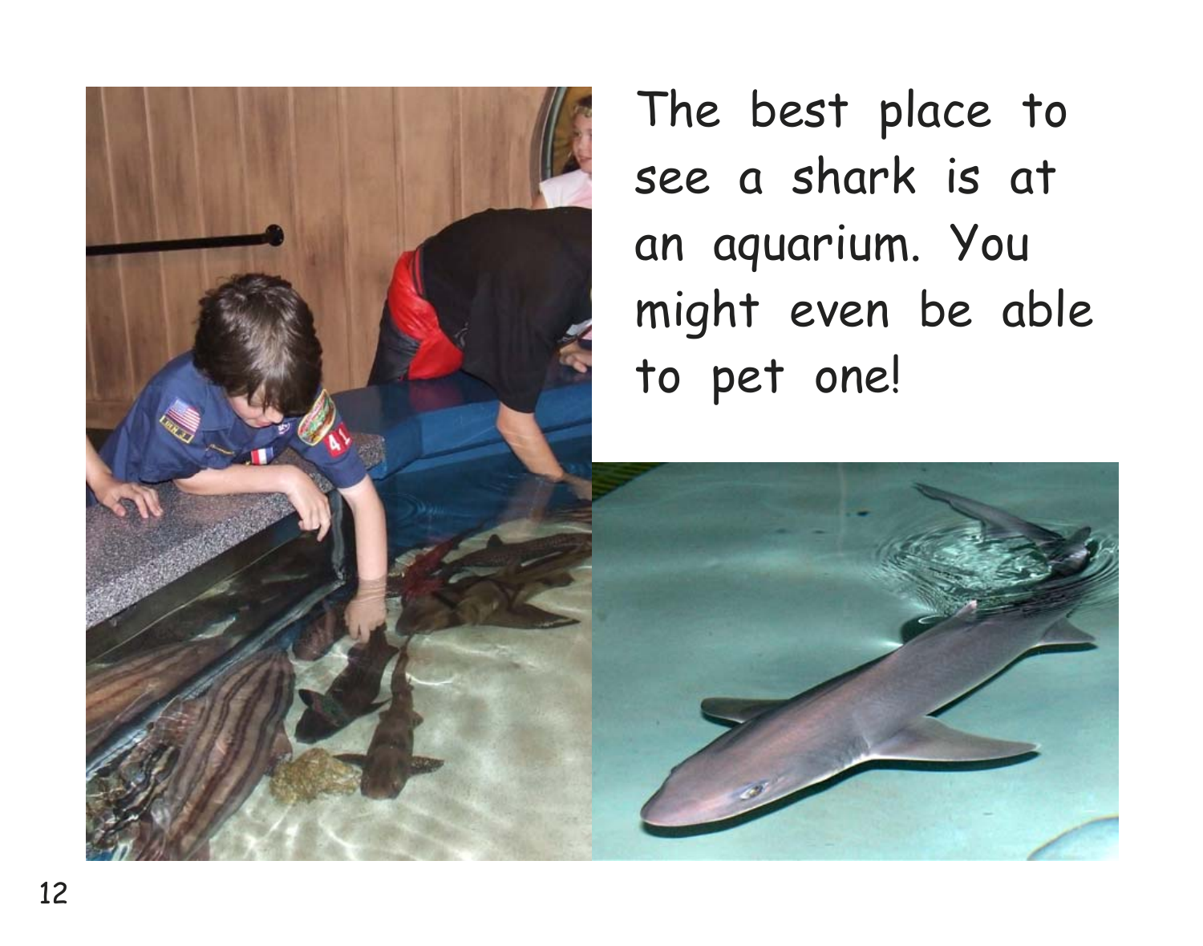The best place to see a shark is at an aquarium. You might even be able to pet one!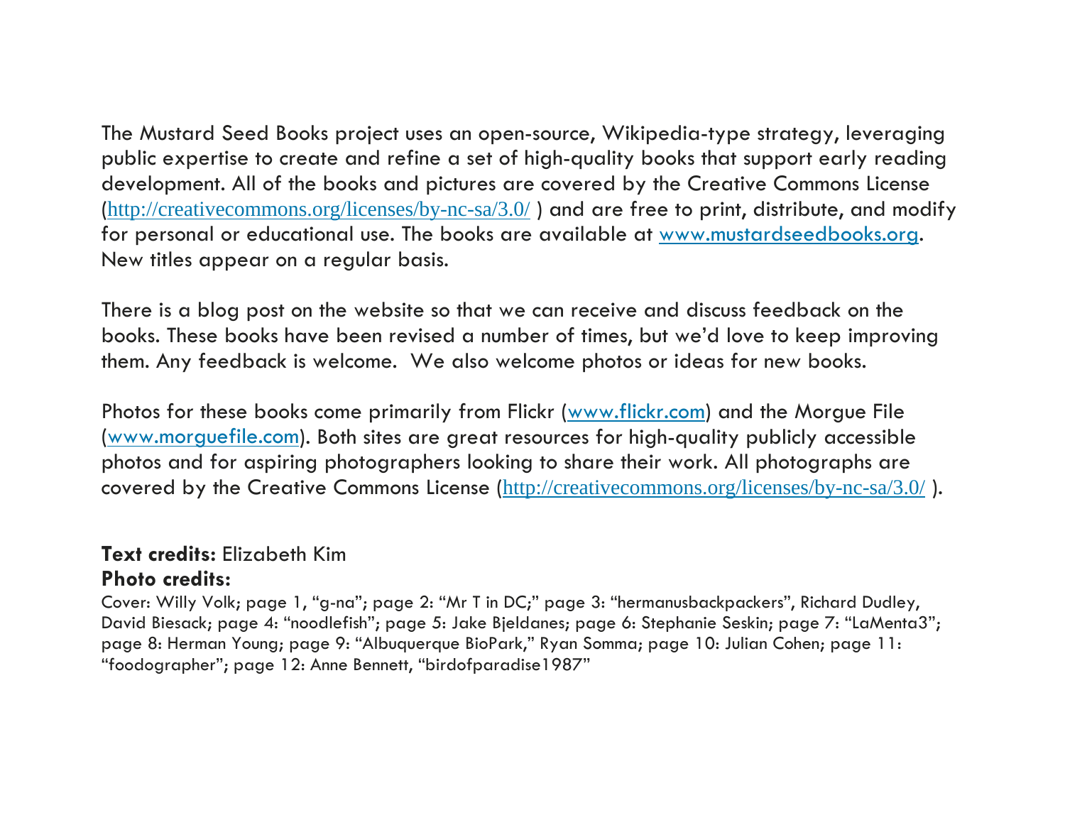The Mustard Seed Books project uses an open-source, Wikipedia-type strategy, leveraging public expertise to create and refine a set of high-quality books that support early reading development. All of the books and pictures are covered by the Creative Commons License (http://creativecommons.org/licenses/by-nc-sa/3.0/ ) and are free to print, distribute, and modify for personal or educational use. The books are available at www.mustardseedbooks.org. New titles appear on a regular basis.

There is a blog post on the website so that we can receive and discuss feedback on the books. These books have been revised a number of times, but we'd love to keep improving them. Any feedback is welcome.  We also welcome photos or ideas for new books.

Photos for these books come primarily from Flickr (www.flickr.com) and the Morgue File (www.morguefile.com). Both sites are great resources for high-quality publicly accessible photos and for aspiring photographers looking to share their work. All photographs are covered by the Creative Commons License (http://creativecommons.org/licenses/by-nc-sa/3.0/ ).

**Text credits:** Elizabeth Kim

**Photo credits:**

Cover: Willy Volk; page 1, "g-na"; page 2: "Mr T in DC;" page 3: "hermanusbackpackers", Richard Dudley, David Biesack; page 4: "noodlefish"; page 5: Jake Bjeldanes; page 6: Stephanie Seskin; page 7: "LaMenta3"; page 8: Herman Young; page 9: "Albuquerque BioPark," Ryan Somma; page 10: Julian Cohen; page 11: "foodographer"; page 12: Anne Bennett, "birdofparadise1987"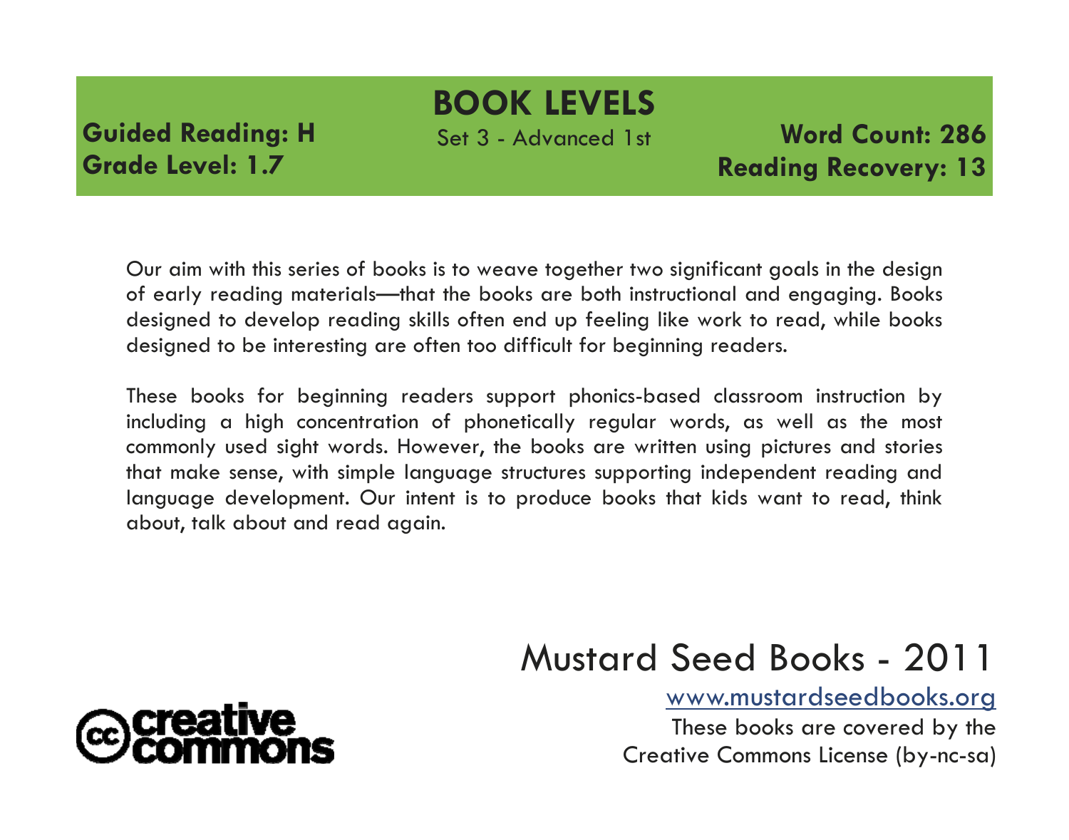# BOOK LEVELS

Set 3 - Advanced 1st

**Guided Reading: H**
**Grade Level: 1.7**

**Word Count: 286**
**Reading Recovery: 13**

Our aim with this series of books is to weave together two significant goals in the design of early reading materials—that the books are both instructional and engaging. Books designed to develop reading skills often end up feeling like work to read, while books designed to be interesting are often too difficult for beginning readers.

These books for beginning readers support phonics-based classroom instruction by including a high concentration of phonetically regular words, as well as the most commonly used sight words. However, the books are written using pictures and stories that make sense, with simple language structures supporting independent reading and language development. Our intent is to produce books that kids want to read, think about, talk about and read again.

creative commons

Mustard Seed Books - 2011

www.mustardseedbooks.org

These books are covered by the Creative Commons License (by-nc-sa)